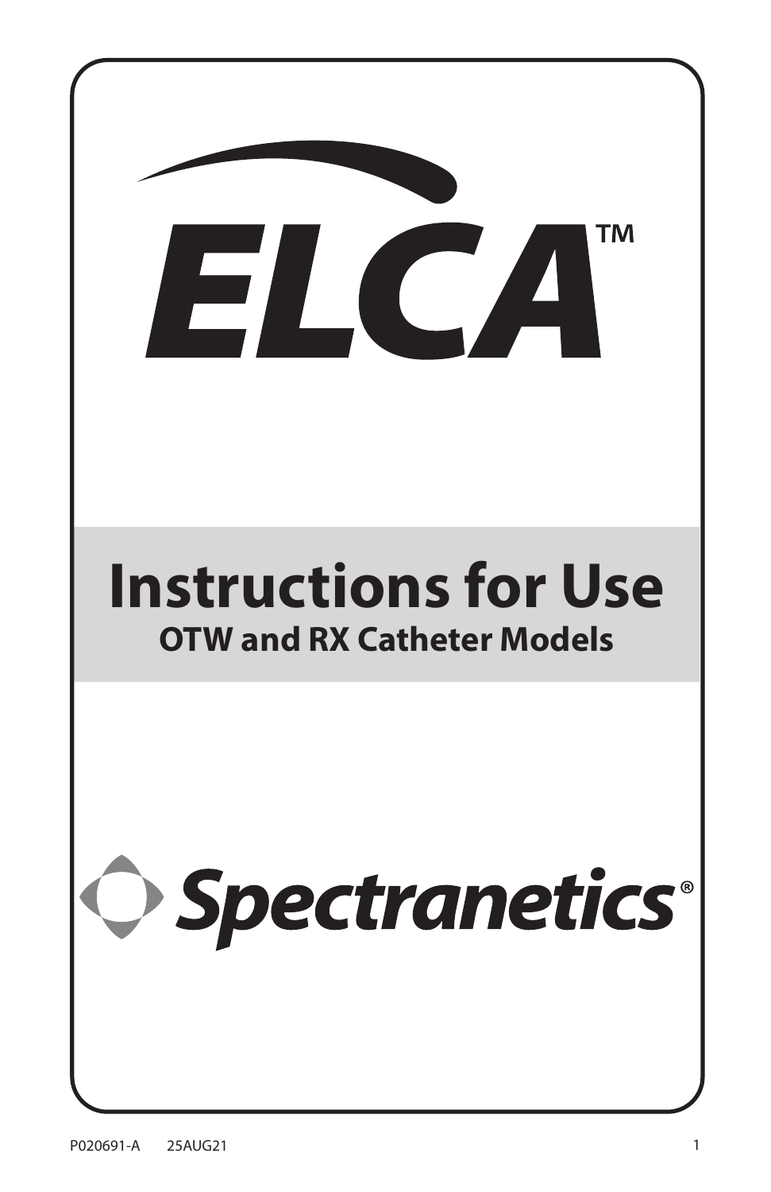# ELCA™

## Instructions for Use

### OTW and RX Catheter Models

Spectranetics®

P020691-A 25AUG21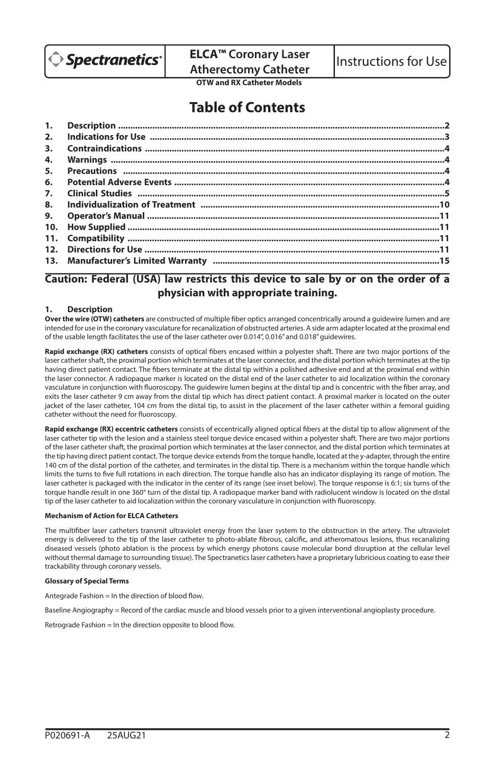**ELCA™ Coronary Laser Atherectomy Catheter**

**OTW and RX Catheter Models**

Instructions for Use

# Table of Contents

1. **Description** ....2
2. **Indications for Use** ....3
3. **Contraindications** ....4
4. **Warnings** ....4
5. **Precautions** ....4
6. **Potential Adverse Events** ....4
7. **Clinical Studies** ....5
8. **Individualization of Treatment** ....10
9. **Operator's Manual** ....11
10. **How Supplied** ....11
11. **Compatibility** ....11
12. **Directions for Use** ....11
13. **Manufacturer's Limited Warranty** ....15

## Caution: Federal (USA) law restricts this device to sale by or on the order of a physician with appropriate training.

### 1. Description

**Over the wire (OTW) catheters** are constructed of multiple fiber optics arranged concentrically around a guidewire lumen and are intended for use in the coronary vasculature for recanalization of obstructed arteries. A side arm adapter located at the proximal end of the usable length facilitates the use of the laser catheter over 0.014", 0.016" and 0.018" guidewires.

**Rapid exchange (RX) catheters** consists of optical fibers encased within a polyester shaft. There are two major portions of the laser catheter shaft, the proximal portion which terminates at the laser connector, and the distal portion which terminates at the tip having direct patient contact. The fibers terminate at the distal tip within a polished adhesive end and at the proximal end within the laser connector. A radiopaque marker is located on the distal end of the laser catheter to aid localization within the coronary vasculature in conjunction with fluoroscopy. The guidewire lumen begins at the distal tip and is concentric with the fiber array, and exits the laser catheter 9 cm away from the distal tip which has direct patient contact. A proximal marker is located on the outer jacket of the laser catheter, 104 cm from the distal tip, to assist in the placement of the laser catheter within a femoral guiding catheter without the need for fluoroscopy.

**Rapid exchange (RX) eccentric catheters** consists of eccentrically aligned optical fibers at the distal tip to allow alignment of the laser catheter tip with the lesion and a stainless steel torque device encased within a polyester shaft. There are two major portions of the laser catheter shaft, the proximal portion which terminates at the laser connector, and the distal portion which terminates at the tip having direct patient contact. The torque device extends from the torque handle, located at the y-adapter, through the entire 140 cm of the distal portion of the catheter, and terminates in the distal tip. There is a mechanism within the torque handle which limits the turns to five full rotations in each direction. The torque handle also has an indicator displaying its range of motion. The laser catheter is packaged with the indicator in the center of its range (see inset below). The torque response is 6:1; six turns of the torque handle result in one 360° turn of the distal tip. A radiopaque marker band with radiolucent window is located on the distal tip of the laser catheter to aid localization within the coronary vasculature in conjunction with fluoroscopy.

#### Mechanism of Action for ELCA Catheters

The multifiber laser catheters transmit ultraviolet energy from the laser system to the obstruction in the artery. The ultraviolet energy is delivered to the tip of the laser catheter to photo-ablate fibrous, calcific, and atheromatous lesions, thus recanalizing diseased vessels (photo ablation is the process by which energy photons cause molecular bond disruption at the cellular level without thermal damage to surrounding tissue). The Spectranetics laser catheters have a proprietary lubricious coating to ease their trackability through coronary vessels.

#### Glossary of Special Terms

Antegrade Fashion = In the direction of blood flow.

Baseline Angiography = Record of the cardiac muscle and blood vessels prior to a given interventional angioplasty procedure.

Retrograde Fashion = In the direction opposite to blood flow.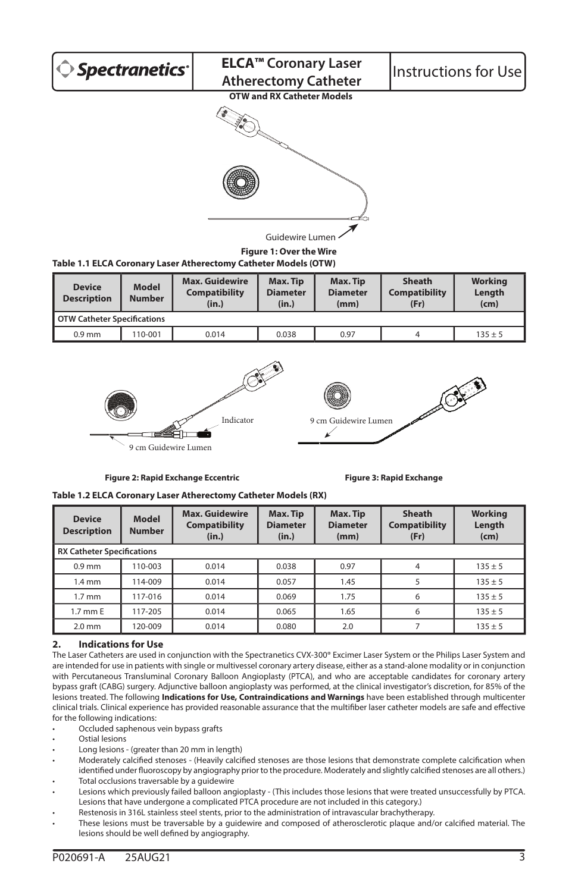**ELCA™ Coronary Laser Atherectomy Catheter** — Instructions for Use

**OTW and RX Catheter Models**

Guidewire Lumen

**Figure 1: Over the Wire**

**Table 1.1 ELCA Coronary Laser Atherectomy Catheter Models (OTW)**

| Device Description | Model Number | Max. Guidewire Compatibility (in.) | Max. Tip Diameter (in.) | Max. Tip Diameter (mm) | Sheath Compatibility (Fr) | Working Length (cm) |
|---|---|---|---|---|---|---|
| **OTW Catheter Specifications** | | | | | | |
| 0.9 mm | 110-001 | 0.014 | 0.038 | 0.97 | 4 | 135 ± 5 |

Indicator

9 cm Guidewire Lumen

9 cm Guidewire Lumen

**Figure 2: Rapid Exchange Eccentric**

**Figure 3: Rapid Exchange**

**Table 1.2 ELCA Coronary Laser Atherectomy Catheter Models (RX)**

| Device Description | Model Number | Max. Guidewire Compatibility (in.) | Max. Tip Diameter (in.) | Max. Tip Diameter (mm) | Sheath Compatibility (Fr) | Working Length (cm) |
|---|---|---|---|---|---|---|
| **RX Catheter Specifications** | | | | | | |
| 0.9 mm | 110-003 | 0.014 | 0.038 | 0.97 | 4 | 135 ± 5 |
| 1.4 mm | 114-009 | 0.014 | 0.057 | 1.45 | 5 | 135 ± 5 |
| 1.7 mm | 117-016 | 0.014 | 0.069 | 1.75 | 6 | 135 ± 5 |
| 1.7 mm E | 117-205 | 0.014 | 0.065 | 1.65 | 6 | 135 ± 5 |
| 2.0 mm | 120-009 | 0.014 | 0.080 | 2.0 | 7 | 135 ± 5 |

## 2. Indications for Use

The Laser Catheters are used in conjunction with the Spectranetics CVX-300® Excimer Laser System or the Philips Laser System and are intended for use in patients with single or multivessel coronary artery disease, either as a stand-alone modality or in conjunction with Percutaneous Transluminal Coronary Balloon Angioplasty (PTCA), and who are acceptable candidates for coronary artery bypass graft (CABG) surgery. Adjunctive balloon angioplasty was performed, at the clinical investigator's discretion, for 85% of the lesions treated. The following **Indications for Use, Contraindications and Warnings** have been established through multicenter clinical trials. Clinical experience has provided reasonable assurance that the multifiber laser catheter models are safe and effective for the following indications:

- Occluded saphenous vein bypass grafts
- Ostial lesions
- Long lesions - (greater than 20 mm in length)
- Moderately calcified stenoses - (Heavily calcified stenoses are those lesions that demonstrate complete calcification when identified under fluoroscopy by angiography prior to the procedure. Moderately and slightly calcified stenoses are all others.)
- Total occlusions traversable by a guidewire
- Lesions which previously failed balloon angioplasty - (This includes those lesions that were treated unsuccessfully by PTCA. Lesions that have undergone a complicated PTCA procedure are not included in this category.)
- Restenosis in 316L stainless steel stents, prior to the administration of intravascular brachytherapy.
- These lesions must be traversable by a guidewire and composed of atherosclerotic plaque and/or calcified material. The lesions should be well defined by angiography.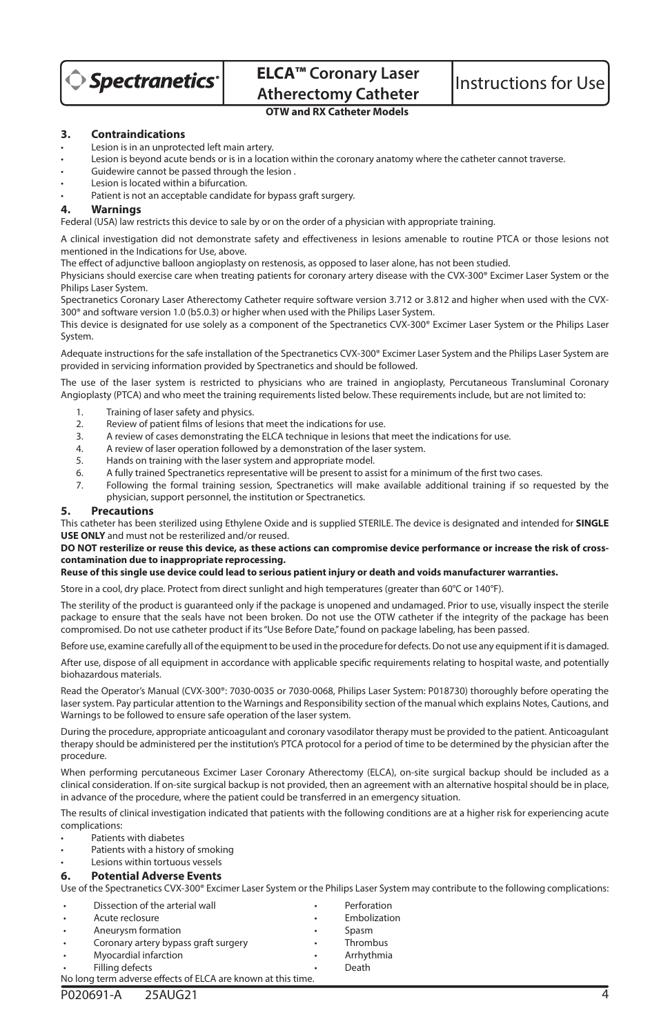## 3. Contraindications

- Lesion is in an unprotected left main artery.
- Lesion is beyond acute bends or is in a location within the coronary anatomy where the catheter cannot traverse.
- Guidewire cannot be passed through the lesion .
- Lesion is located within a bifurcation.
- Patient is not an acceptable candidate for bypass graft surgery.

## 4. Warnings

Federal (USA) law restricts this device to sale by or on the order of a physician with appropriate training.

A clinical investigation did not demonstrate safety and effectiveness in lesions amenable to routine PTCA or those lesions not mentioned in the Indications for Use, above.

The effect of adjunctive balloon angioplasty on restenosis, as opposed to laser alone, has not been studied.

Physicians should exercise care when treating patients for coronary artery disease with the CVX-300® Excimer Laser System or the Philips Laser System.

Spectranetics Coronary Laser Atherectomy Catheter require software version 3.712 or 3.812 and higher when used with the CVX-300® and software version 1.0 (b5.0.3) or higher when used with the Philips Laser System.

This device is designated for use solely as a component of the Spectranetics CVX-300® Excimer Laser System or the Philips Laser System.

Adequate instructions for the safe installation of the Spectranetics CVX-300® Excimer Laser System and the Philips Laser System are provided in servicing information provided by Spectranetics and should be followed.

The use of the laser system is restricted to physicians who are trained in angioplasty, Percutaneous Transluminal Coronary Angioplasty (PTCA) and who meet the training requirements listed below. These requirements include, but are not limited to:

1. Training of laser safety and physics.
2. Review of patient films of lesions that meet the indications for use.
3. A review of cases demonstrating the ELCA technique in lesions that meet the indications for use.
4. A review of laser operation followed by a demonstration of the laser system.
5. Hands on training with the laser system and appropriate model.
6. A fully trained Spectranetics representative will be present to assist for a minimum of the first two cases.
7. Following the formal training session, Spectranetics will make available additional training if so requested by the physician, support personnel, the institution or Spectranetics.

## 5. Precautions

This catheter has been sterilized using Ethylene Oxide and is supplied STERILE. The device is designated and intended for **SINGLE USE ONLY** and must not be resterilized and/or reused.

**DO NOT resterilize or reuse this device, as these actions can compromise device performance or increase the risk of cross-contamination due to inappropriate reprocessing.**

**Reuse of this single use device could lead to serious patient injury or death and voids manufacturer warranties.**

Store in a cool, dry place. Protect from direct sunlight and high temperatures (greater than 60°C or 140°F).

The sterility of the product is guaranteed only if the package is unopened and undamaged. Prior to use, visually inspect the sterile package to ensure that the seals have not been broken. Do not use the OTW catheter if the integrity of the package has been compromised. Do not use catheter product if its "Use Before Date," found on package labeling, has been passed.

Before use, examine carefully all of the equipment to be used in the procedure for defects. Do not use any equipment if it is damaged.

After use, dispose of all equipment in accordance with applicable specific requirements relating to hospital waste, and potentially biohazardous materials.

Read the Operator's Manual (CVX-300®: 7030-0035 or 7030-0068, Philips Laser System: P018730) thoroughly before operating the laser system. Pay particular attention to the Warnings and Responsibility section of the manual which explains Notes, Cautions, and Warnings to be followed to ensure safe operation of the laser system.

During the procedure, appropriate anticoagulant and coronary vasodilator therapy must be provided to the patient. Anticoagulant therapy should be administered per the institution's PTCA protocol for a period of time to be determined by the physician after the procedure.

When performing percutaneous Excimer Laser Coronary Atherectomy (ELCA), on-site surgical backup should be included as a clinical consideration. If on-site surgical backup is not provided, then an agreement with an alternative hospital should be in place, in advance of the procedure, where the patient could be transferred in an emergency situation.

The results of clinical investigation indicated that patients with the following conditions are at a higher risk for experiencing acute complications:

- Patients with diabetes
- Patients with a history of smoking
- Lesions within tortuous vessels

## 6. Potential Adverse Events

Use of the Spectranetics CVX-300® Excimer Laser System or the Philips Laser System may contribute to the following complications:

- Dissection of the arterial wall
- Acute reclosure
- Aneurysm formation
- Coronary artery bypass graft surgery
- Myocardial infarction
- Filling defects
- Perforation
- Embolization
- Spasm
- Thrombus
- Arrhythmia
- Death

No long term adverse effects of ELCA are known at this time.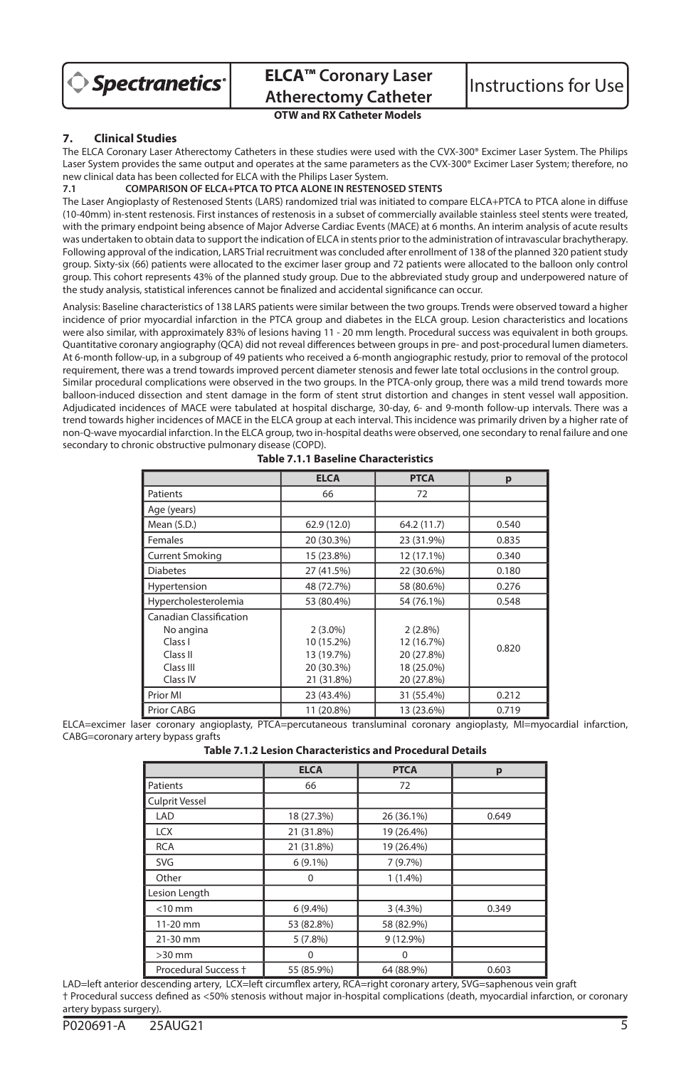## 7. Clinical Studies

The ELCA Coronary Laser Atherectomy Catheters in these studies were used with the CVX-300® Excimer Laser System. The Philips Laser System provides the same output and operates at the same parameters as the CVX-300® Excimer Laser System; therefore, no new clinical data has been collected for ELCA with the Philips Laser System.

### 7.1 COMPARISON OF ELCA+PTCA TO PTCA ALONE IN RESTENOSED STENTS

The Laser Angioplasty of Restenosed Stents (LARS) randomized trial was initiated to compare ELCA+PTCA to PTCA alone in diffuse (10-40mm) in-stent restenosis. First instances of restenosis in a subset of commercially available stainless steel stents were treated, with the primary endpoint being absence of Major Adverse Cardiac Events (MACE) at 6 months. An interim analysis of acute results was undertaken to obtain data to support the indication of ELCA in stents prior to the administration of intravascular brachytherapy. Following approval of the indication, LARS Trial recruitment was concluded after enrollment of 138 of the planned 320 patient study group. Sixty-six (66) patients were allocated to the excimer laser group and 72 patients were allocated to the balloon only control group. This cohort represents 43% of the planned study group. Due to the abbreviated study group and underpowered nature of the study analysis, statistical inferences cannot be finalized and accidental significance can occur.

Analysis: Baseline characteristics of 138 LARS patients were similar between the two groups. Trends were observed toward a higher incidence of prior myocardial infarction in the PTCA group and diabetes in the ELCA group. Lesion characteristics and locations were also similar, with approximately 83% of lesions having 11 - 20 mm length. Procedural success was equivalent in both groups. Quantitative coronary angiography (QCA) did not reveal differences between groups in pre- and post-procedural lumen diameters. At 6-month follow-up, in a subgroup of 49 patients who received a 6-month angiographic restudy, prior to removal of the protocol requirement, there was a trend towards improved percent diameter stenosis and fewer late total occlusions in the control group.

Similar procedural complications were observed in the two groups. In the PTCA-only group, there was a mild trend towards more balloon-induced dissection and stent damage in the form of stent strut distortion and changes in stent vessel wall apposition. Adjudicated incidences of MACE were tabulated at hospital discharge, 30-day, 6- and 9-month follow-up intervals. There was a trend towards higher incidences of MACE in the ELCA group at each interval. This incidence was primarily driven by a higher rate of non-Q-wave myocardial infarction. In the ELCA group, two in-hospital deaths were observed, one secondary to renal failure and one secondary to chronic obstructive pulmonary disease (COPD).

**Table 7.1.1 Baseline Characteristics**

| | ELCA | PTCA | p |
|---|---|---|---|
| Patients | 66 | 72 | |
| Age (years) | | | |
| Mean (S.D.) | 62.9 (12.0) | 64.2 (11.7) | 0.540 |
| Females | 20 (30.3%) | 23 (31.9%) | 0.835 |
| Current Smoking | 15 (23.8%) | 12 (17.1%) | 0.340 |
| Diabetes | 27 (41.5%) | 22 (30.6%) | 0.180 |
| Hypertension | 48 (72.7%) | 58 (80.6%) | 0.276 |
| Hypercholesterolemia | 53 (80.4%) | 54 (76.1%) | 0.548 |
| Canadian Classification | | | 0.820 |
| No angina | 2 (3.0%) | 2 (2.8%) | |
| Class I | 10 (15.2%) | 12 (16.7%) | |
| Class II | 13 (19.7%) | 20 (27.8%) | |
| Class III | 20 (30.3%) | 18 (25.0%) | |
| Class IV | 21 (31.8%) | 20 (27.8%) | |
| Prior MI | 23 (43.4%) | 31 (55.4%) | 0.212 |
| Prior CABG | 11 (20.8%) | 13 (23.6%) | 0.719 |

ELCA=excimer laser coronary angioplasty, PTCA=percutaneous transluminal coronary angioplasty, MI=myocardial infarction, CABG=coronary artery bypass grafts

**Table 7.1.2 Lesion Characteristics and Procedural Details**

| | ELCA | PTCA | p |
|---|---|---|---|
| Patients | 66 | 72 | |
| Culprit Vessel | | | |
| LAD | 18 (27.3%) | 26 (36.1%) | 0.649 |
| LCX | 21 (31.8%) | 19 (26.4%) | |
| RCA | 21 (31.8%) | 19 (26.4%) | |
| SVG | 6 (9.1%) | 7 (9.7%) | |
| Other | 0 | 1 (1.4%) | |
| Lesion Length | | | |
| <10 mm | 6 (9.4%) | 3 (4.3%) | 0.349 |
| 11-20 mm | 53 (82.8%) | 58 (82.9%) | |
| 21-30 mm | 5 (7.8%) | 9 (12.9%) | |
| >30 mm | 0 | 0 | |
| Procedural Success † | 55 (85.9%) | 64 (88.9%) | 0.603 |

LAD=left anterior descending artery, LCX=left circumflex artery, RCA=right coronary artery, SVG=saphenous vein graft

† Procedural success defined as <50% stenosis without major in-hospital complications (death, myocardial infarction, or coronary artery bypass surgery).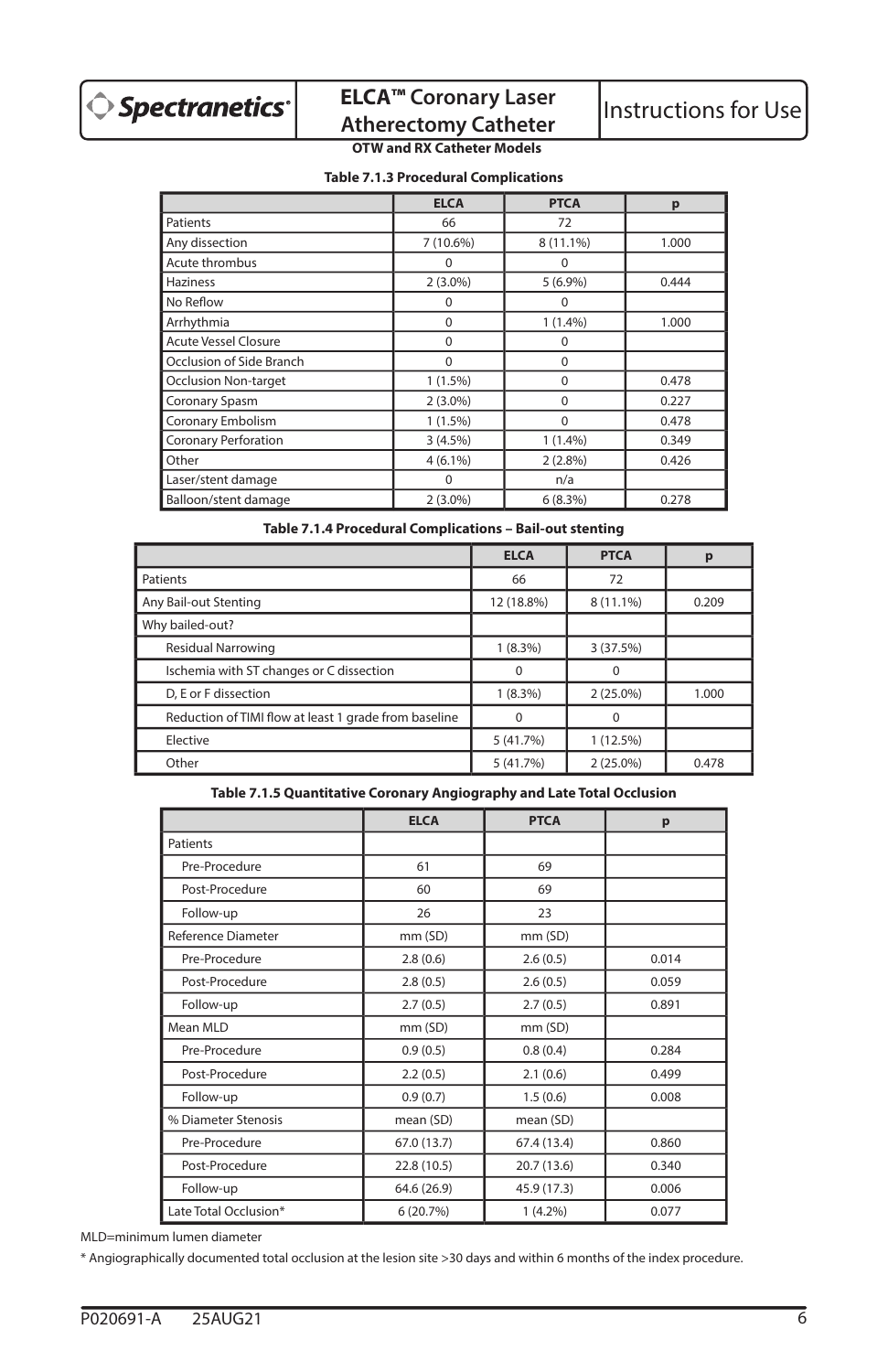**Table 7.1.3 Procedural Complications**

| | ELCA | PTCA | p |
|---|---|---|---|
| Patients | 66 | 72 | |
| Any dissection | 7 (10.6%) | 8 (11.1%) | 1.000 |
| Acute thrombus | 0 | 0 | |
| Haziness | 2 (3.0%) | 5 (6.9%) | 0.444 |
| No Reflow | 0 | 0 | |
| Arrhythmia | 0 | 1 (1.4%) | 1.000 |
| Acute Vessel Closure | 0 | 0 | |
| Occlusion of Side Branch | 0 | 0 | |
| Occlusion Non-target | 1 (1.5%) | 0 | 0.478 |
| Coronary Spasm | 2 (3.0%) | 0 | 0.227 |
| Coronary Embolism | 1 (1.5%) | 0 | 0.478 |
| Coronary Perforation | 3 (4.5%) | 1 (1.4%) | 0.349 |
| Other | 4 (6.1%) | 2 (2.8%) | 0.426 |
| Laser/stent damage | 0 | n/a | |
| Balloon/stent damage | 2 (3.0%) | 6 (8.3%) | 0.278 |

**Table 7.1.4 Procedural Complications – Bail-out stenting**

| | ELCA | PTCA | p |
|---|---|---|---|
| Patients | 66 | 72 | |
| Any Bail-out Stenting | 12 (18.8%) | 8 (11.1%) | 0.209 |
| Why bailed-out? | | | |
| Residual Narrowing | 1 (8.3%) | 3 (37.5%) | |
| Ischemia with ST changes or C dissection | 0 | 0 | |
| D, E or F dissection | 1 (8.3%) | 2 (25.0%) | 1.000 |
| Reduction of TIMI flow at least 1 grade from baseline | 0 | 0 | |
| Elective | 5 (41.7%) | 1 (12.5%) | |
| Other | 5 (41.7%) | 2 (25.0%) | 0.478 |

**Table 7.1.5 Quantitative Coronary Angiography and Late Total Occlusion**

| | ELCA | PTCA | p |
|---|---|---|---|
| Patients | | | |
| Pre-Procedure | 61 | 69 | |
| Post-Procedure | 60 | 69 | |
| Follow-up | 26 | 23 | |
| Reference Diameter | mm (SD) | mm (SD) | |
| Pre-Procedure | 2.8 (0.6) | 2.6 (0.5) | 0.014 |
| Post-Procedure | 2.8 (0.5) | 2.6 (0.5) | 0.059 |
| Follow-up | 2.7 (0.5) | 2.7 (0.5) | 0.891 |
| Mean MLD | mm (SD) | mm (SD) | |
| Pre-Procedure | 0.9 (0.5) | 0.8 (0.4) | 0.284 |
| Post-Procedure | 2.2 (0.5) | 2.1 (0.6) | 0.499 |
| Follow-up | 0.9 (0.7) | 1.5 (0.6) | 0.008 |
| % Diameter Stenosis | mean (SD) | mean (SD) | |
| Pre-Procedure | 67.0 (13.7) | 67.4 (13.4) | 0.860 |
| Post-Procedure | 22.8 (10.5) | 20.7 (13.6) | 0.340 |
| Follow-up | 64.6 (26.9) | 45.9 (17.3) | 0.006 |
| Late Total Occlusion* | 6 (20.7%) | 1 (4.2%) | 0.077 |

MLD=minimum lumen diameter

\* Angiographically documented total occlusion at the lesion site >30 days and within 6 months of the index procedure.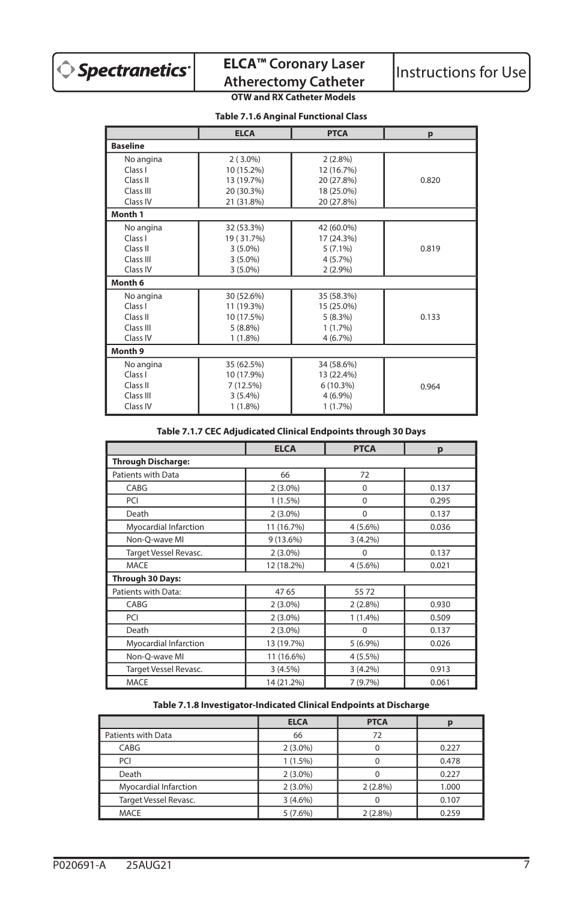**Table 7.1.6 Anginal Functional Class**

| | ELCA | PTCA | p |
|---|---|---|---|
| **Baseline** | | | |
| No angina | 2 ( 3.0%) | 2 (2.8%) | 0.820 |
| Class I | 10 (15.2%) | 12 (16.7%) | |
| Class II | 13 (19.7%) | 20 (27.8%) | |
| Class III | 20 (30.3%) | 18 (25.0%) | |
| Class IV | 21 (31.8%) | 20 (27.8%) | |
| **Month 1** | | | |
| No angina | 32 (53.3%) | 42 (60.0%) | 0.819 |
| Class I | 19 ( 31.7%) | 17 (24.3%) | |
| Class II | 3 (5.0%) | 5 (7.1%) | |
| Class III | 3 (5.0%) | 4 (5.7%) | |
| Class IV | 3 (5.0%) | 2 (2.9%) | |
| **Month 6** | | | |
| No angina | 30 (52.6%) | 35 (58.3%) | 0.133 |
| Class I | 11 (19.3%) | 15 (25.0%) | |
| Class II | 10 (17.5%) | 5 (8.3%) | |
| Class III | 5 (8.8%) | 1 (1.7%) | |
| Class IV | 1 (1.8%) | 4 (6.7%) | |
| **Month 9** | | | |
| No angina | 35 (62.5%) | 34 (58.6%) | 0.964 |
| Class I | 10 (17.9%) | 13 (22.4%) | |
| Class II | 7 (12.5%) | 6 (10.3%) | |
| Class III | 3 (5.4%) | 4 (6.9%) | |
| Class IV | 1 (1.8%) | 1 (1.7%) | |

**Table 7.1.7 CEC Adjudicated Clinical Endpoints through 30 Days**

| | ELCA | PTCA | p |
|---|---|---|---|
| **Through Discharge:** | | | |
| Patients with Data | 66 | 72 | |
| CABG | 2 (3.0%) | 0 | 0.137 |
| PCI | 1 (1.5%) | 0 | 0.295 |
| Death | 2 (3.0%) | 0 | 0.137 |
| Myocardial Infarction | 11 (16.7%) | 4 (5.6%) | 0.036 |
| Non-Q-wave MI | 9 (13.6%) | 3 (4.2%) | |
| Target Vessel Revasc. | 2 (3.0%) | 0 | 0.137 |
| MACE | 12 (18.2%) | 4 (5.6%) | 0.021 |
| **Through 30 Days:** | | | |
| Patients with Data: | 47 65 | 55 72 | |
| CABG | 2 (3.0%) | 2 (2.8%) | 0.930 |
| PCI | 2 (3.0%) | 1 (1.4%) | 0.509 |
| Death | 2 (3.0%) | 0 | 0.137 |
| Myocardial Infarction | 13 (19.7%) | 5 (6.9%) | 0.026 |
| Non-Q-wave MI | 11 (16.6%) | 4 (5.5%) | |
| Target Vessel Revasc. | 3 (4.5%) | 3 (4.2%) | 0.913 |
| MACE | 14 (21.2%) | 7 (9.7%) | 0.061 |

**Table 7.1.8 Investigator-Indicated Clinical Endpoints at Discharge**

| | ELCA | PTCA | p |
|---|---|---|---|
| Patients with Data | 66 | 72 | |
| CABG | 2 (3.0%) | 0 | 0.227 |
| PCI | 1 (1.5%) | 0 | 0.478 |
| Death | 2 (3.0%) | 0 | 0.227 |
| Myocardial Infarction | 2 (3.0%) | 2 (2.8%) | 1.000 |
| Target Vessel Revasc. | 3 (4.6%) | 0 | 0.107 |
| MACE | 5 (7.6%) | 2 (2.8%) | 0.259 |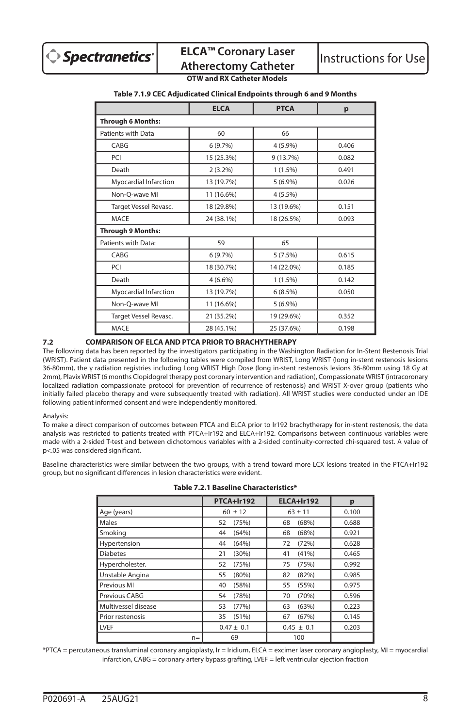**Table 7.1.9 CEC Adjudicated Clinical Endpoints through 6 and 9 Months**

| | ELCA | PTCA | p |
|---|---|---|---|
| **Through 6 Months:** | | | |
| Patients with Data | 60 | 66 | |
| CABG | 6 (9.7%) | 4 (5.9%) | 0.406 |
| PCI | 15 (25.3%) | 9 (13.7%) | 0.082 |
| Death | 2 (3.2%) | 1 (1.5%) | 0.491 |
| Myocardial Infarction | 13 (19.7%) | 5 (6.9%) | 0.026 |
| Non-Q-wave MI | 11 (16.6%) | 4 (5.5%) | |
| Target Vessel Revasc. | 18 (29.8%) | 13 (19.6%) | 0.151 |
| MACE | 24 (38.1%) | 18 (26.5%) | 0.093 |
| **Through 9 Months:** | | | |
| Patients with Data: | 59 | 65 | |
| CABG | 6 (9.7%) | 5 (7.5%) | 0.615 |
| PCI | 18 (30.7%) | 14 (22.0%) | 0.185 |
| Death | 4 (6.6%) | 1 (1.5%) | 0.142 |
| Myocardial Infarction | 13 (19.7%) | 6 (8.5%) | 0.050 |
| Non-Q-wave MI | 11 (16.6%) | 5 (6.9%) | |
| Target Vessel Revasc. | 21 (35.2%) | 19 (29.6%) | 0.352 |
| MACE | 28 (45.1%) | 25 (37.6%) | 0.198 |

## 7.2 COMPARISON OF ELCA AND PTCA PRIOR TO BRACHYTHERAPY

The following data has been reported by the investigators participating in the Washington Radiation for In-Stent Restenosis Trial (WRIST). Patient data presented in the following tables were compiled from WRIST, Long WRIST (long in-stent restenosis lesions 36-80mm), the γ radiation registries including Long WRIST High Dose (long in-stent restenosis lesions 36-80mm using 18 Gy at 2mm), Plavix WRIST (6 months Clopidogrel therapy post coronary intervention and radiation), Compassionate WRIST (intracoronary localized radiation compassionate protocol for prevention of recurrence of restenosis) and WRIST X-over group (patients who initially failed placebo therapy and were subsequently treated with radiation). All WRIST studies were conducted under an IDE following patient informed consent and were independently monitored.

Analysis:

To make a direct comparison of outcomes between PTCA and ELCA prior to Ir192 brachytherapy for in-stent restenosis, the data analysis was restricted to patients treated with PTCA+Ir192 and ELCA+Ir192. Comparisons between continuous variables were made with a 2-sided T-test and between dichotomous variables with a 2-sided continuity-corrected chi-squared test. A value of $p<.05$ was considered significant.

Baseline characteristics were similar between the two groups, with a trend toward more LCX lesions treated in the PTCA+Ir192 group, but no significant differences in lesion characteristics were evident.

**Table 7.2.1 Baseline Characteristics***

| | PTCA+Ir192 | ELCA+Ir192 | p |
|---|---|---|---|
| Age (years) | 60 ± 12 | 63 ± 11 | 0.100 |
| Males | 52 (75%) | 68 (68%) | 0.688 |
| Smoking | 44 (64%) | 68 (68%) | 0.921 |
| Hypertension | 44 (64%) | 72 (72%) | 0.628 |
| Diabetes | 21 (30%) | 41 (41%) | 0.465 |
| Hypercholester. | 52 (75%) | 75 (75%) | 0.992 |
| Unstable Angina | 55 (80%) | 82 (82%) | 0.985 |
| Previous MI | 40 (58%) | 55 (55%) | 0.975 |
| Previous CABG | 54 (78%) | 70 (70%) | 0.596 |
| Multivessel disease | 53 (77%) | 63 (63%) | 0.223 |
| Prior restenosis | 35 (51%) | 67 (67%) | 0.145 |
| LVEF | 0.47 ± 0.1 | 0.45 ± 0.1 | 0.203 |
| n= | 69 | 100 | |

*PTCA = percutaneous transluminal coronary angioplasty, Ir = Iridium, ELCA = excimer laser coronary angioplasty, MI = myocardial infarction, CABG = coronary artery bypass grafting, LVEF = left ventricular ejection fraction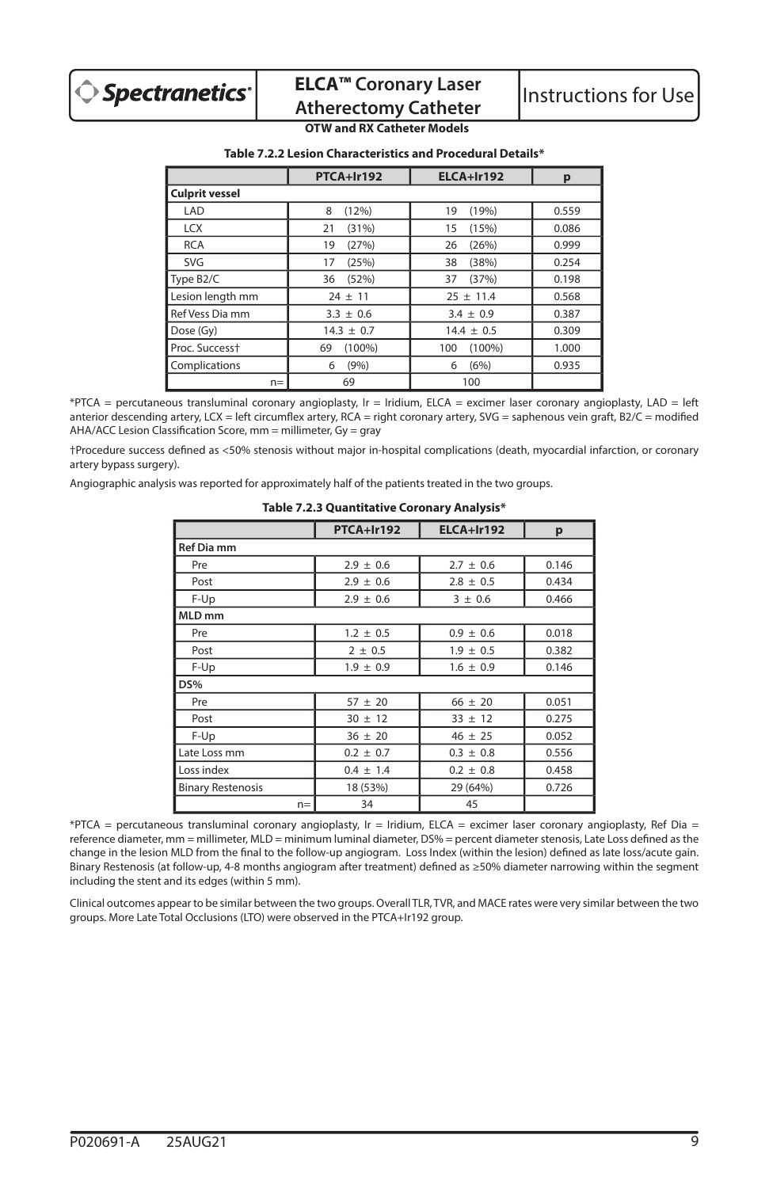**Table 7.2.2 Lesion Characteristics and Procedural Details***

| | PTCA+Ir192 | ELCA+Ir192 | p |
|---|---|---|---|
| **Culprit vessel** | | | |
| LAD | 8 (12%) | 19 (19%) | 0.559 |
| LCX | 21 (31%) | 15 (15%) | 0.086 |
| RCA | 19 (27%) | 26 (26%) | 0.999 |
| SVG | 17 (25%) | 38 (38%) | 0.254 |
| Type B2/C | 36 (52%) | 37 (37%) | 0.198 |
| Lesion length mm | 24 ± 11 | 25 ± 11.4 | 0.568 |
| Ref Vess Dia mm | 3.3 ± 0.6 | 3.4 ± 0.9 | 0.387 |
| Dose (Gy) | 14.3 ± 0.7 | 14.4 ± 0.5 | 0.309 |
| Proc. Success† | 69 (100%) | 100 (100%) | 1.000 |
| Complications | 6 (9%) | 6 (6%) | 0.935 |
| n= | 69 | 100 | |

*PTCA = percutaneous transluminal coronary angioplasty, Ir = Iridium, ELCA = excimer laser coronary angioplasty, LAD = left anterior descending artery, LCX = left circumflex artery, RCA = right coronary artery, SVG = saphenous vein graft, B2/C = modified AHA/ACC Lesion Classification Score, mm = millimeter, Gy = gray

†Procedure success defined as <50% stenosis without major in-hospital complications (death, myocardial infarction, or coronary artery bypass surgery).

Angiographic analysis was reported for approximately half of the patients treated in the two groups.

**Table 7.2.3 Quantitative Coronary Analysis***

| | PTCA+Ir192 | ELCA+Ir192 | p |
|---|---|---|---|
| **Ref Dia mm** | | | |
| Pre | 2.9 ± 0.6 | 2.7 ± 0.6 | 0.146 |
| Post | 2.9 ± 0.6 | 2.8 ± 0.5 | 0.434 |
| F-Up | 2.9 ± 0.6 | 3 ± 0.6 | 0.466 |
| **MLD mm** | | | |
| Pre | 1.2 ± 0.5 | 0.9 ± 0.6 | 0.018 |
| Post | 2 ± 0.5 | 1.9 ± 0.5 | 0.382 |
| F-Up | 1.9 ± 0.9 | 1.6 ± 0.9 | 0.146 |
| **DS%** | | | |
| Pre | 57 ± 20 | 66 ± 20 | 0.051 |
| Post | 30 ± 12 | 33 ± 12 | 0.275 |
| F-Up | 36 ± 20 | 46 ± 25 | 0.052 |
| Late Loss mm | 0.2 ± 0.7 | 0.3 ± 0.8 | 0.556 |
| Loss index | 0.4 ± 1.4 | 0.2 ± 0.8 | 0.458 |
| Binary Restenosis | 18 (53%) | 29 (64%) | 0.726 |
| n= | 34 | 45 | |

*PTCA = percutaneous transluminal coronary angioplasty, Ir = Iridium, ELCA = excimer laser coronary angioplasty, Ref Dia = reference diameter, mm = millimeter, MLD = minimum luminal diameter, DS% = percent diameter stenosis, Late Loss defined as the change in the lesion MLD from the final to the follow-up angiogram. Loss Index (within the lesion) defined as late loss/acute gain. Binary Restenosis (at follow-up, 4-8 months angiogram after treatment) defined as ≥50% diameter narrowing within the segment including the stent and its edges (within 5 mm).

Clinical outcomes appear to be similar between the two groups. Overall TLR, TVR, and MACE rates were very similar between the two groups. More Late Total Occlusions (LTO) were observed in the PTCA+Ir192 group.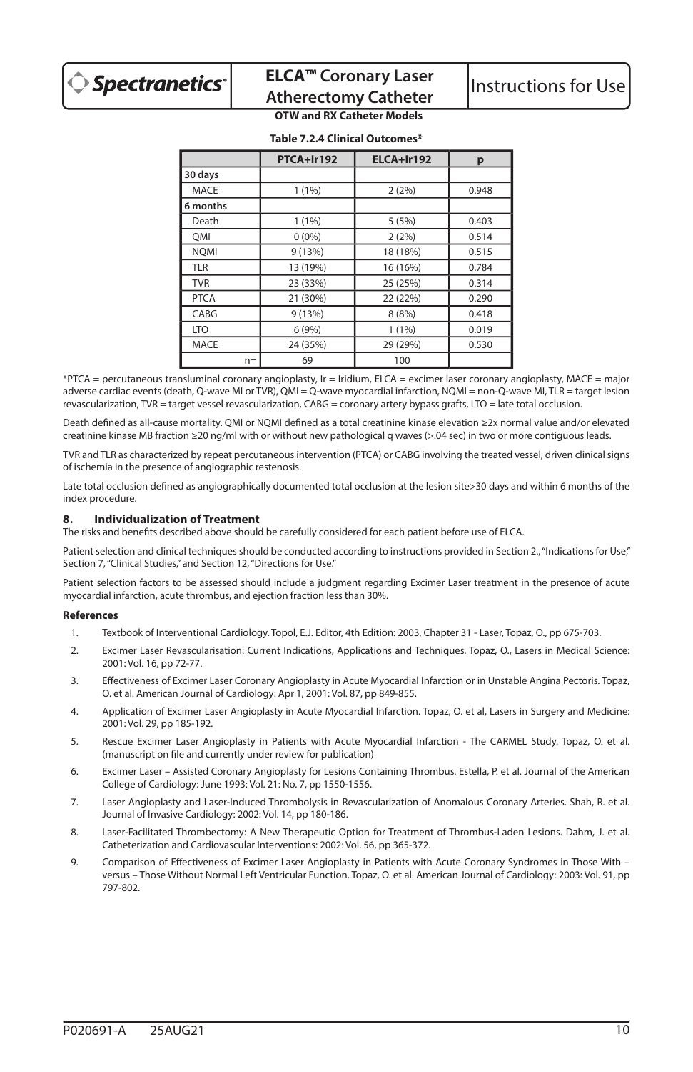**Table 7.2.4 Clinical Outcomes***

| | PTCA+Ir192 | ELCA+Ir192 | p |
|---|---|---|---|
| **30 days** | | | |
| MACE | 1 (1%) | 2 (2%) | 0.948 |
| **6 months** | | | |
| Death | 1 (1%) | 5 (5%) | 0.403 |
| QMI | 0 (0%) | 2 (2%) | 0.514 |
| NQMI | 9 (13%) | 18 (18%) | 0.515 |
| TLR | 13 (19%) | 16 (16%) | 0.784 |
| TVR | 23 (33%) | 25 (25%) | 0.314 |
| PTCA | 21 (30%) | 22 (22%) | 0.290 |
| CABG | 9 (13%) | 8 (8%) | 0.418 |
| LTO | 6 (9%) | 1 (1%) | 0.019 |
| MACE | 24 (35%) | 29 (29%) | 0.530 |
| n= | 69 | 100 | |

*PTCA = percutaneous transluminal coronary angioplasty, Ir = Iridium, ELCA = excimer laser coronary angioplasty, MACE = major adverse cardiac events (death, Q-wave MI or TVR), QMI = Q-wave myocardial infarction, NQMI = non-Q-wave MI, TLR = target lesion revascularization, TVR = target vessel revascularization, CABG = coronary artery bypass grafts, LTO = late total occlusion.

Death defined as all-cause mortality. QMI or NQMI defined as a total creatinine kinase elevation ≥2x normal value and/or elevated creatinine kinase MB fraction ≥20 ng/ml with or without new pathological q waves (>.04 sec) in two or more contiguous leads.

TVR and TLR as characterized by repeat percutaneous intervention (PTCA) or CABG involving the treated vessel, driven clinical signs of ischemia in the presence of angiographic restenosis.

Late total occlusion defined as angiographically documented total occlusion at the lesion site>30 days and within 6 months of the index procedure.

## 8. Individualization of Treatment

The risks and benefits described above should be carefully considered for each patient before use of ELCA.

Patient selection and clinical techniques should be conducted according to instructions provided in Section 2., "Indications for Use," Section 7, "Clinical Studies," and Section 12, "Directions for Use."

Patient selection factors to be assessed should include a judgment regarding Excimer Laser treatment in the presence of acute myocardial infarction, acute thrombus, and ejection fraction less than 30%.

### References

1. Textbook of Interventional Cardiology. Topol, E.J. Editor, 4th Edition: 2003, Chapter 31 - Laser, Topaz, O., pp 675-703.
2. Excimer Laser Revascularisation: Current Indications, Applications and Techniques. Topaz, O., Lasers in Medical Science: 2001: Vol. 16, pp 72-77.
3. Effectiveness of Excimer Laser Coronary Angioplasty in Acute Myocardial Infarction or in Unstable Angina Pectoris. Topaz, O. et al. American Journal of Cardiology: Apr 1, 2001: Vol. 87, pp 849-855.
4. Application of Excimer Laser Angioplasty in Acute Myocardial Infarction. Topaz, O. et al, Lasers in Surgery and Medicine: 2001: Vol. 29, pp 185-192.
5. Rescue Excimer Laser Angioplasty in Patients with Acute Myocardial Infarction - The CARMEL Study. Topaz, O. et al. (manuscript on file and currently under review for publication)
6. Excimer Laser – Assisted Coronary Angioplasty for Lesions Containing Thrombus. Estella, P. et al. Journal of the American College of Cardiology: June 1993: Vol. 21: No. 7, pp 1550-1556.
7. Laser Angioplasty and Laser-Induced Thrombolysis in Revascularization of Anomalous Coronary Arteries. Shah, R. et al. Journal of Invasive Cardiology: 2002: Vol. 14, pp 180-186.
8. Laser-Facilitated Thrombectomy: A New Therapeutic Option for Treatment of Thrombus-Laden Lesions. Dahm, J. et al. Catheterization and Cardiovascular Interventions: 2002: Vol. 56, pp 365-372.
9. Comparison of Effectiveness of Excimer Laser Angioplasty in Patients with Acute Coronary Syndromes in Those With – versus – Those Without Normal Left Ventricular Function. Topaz, O. et al. American Journal of Cardiology: 2003: Vol. 91, pp 797-802.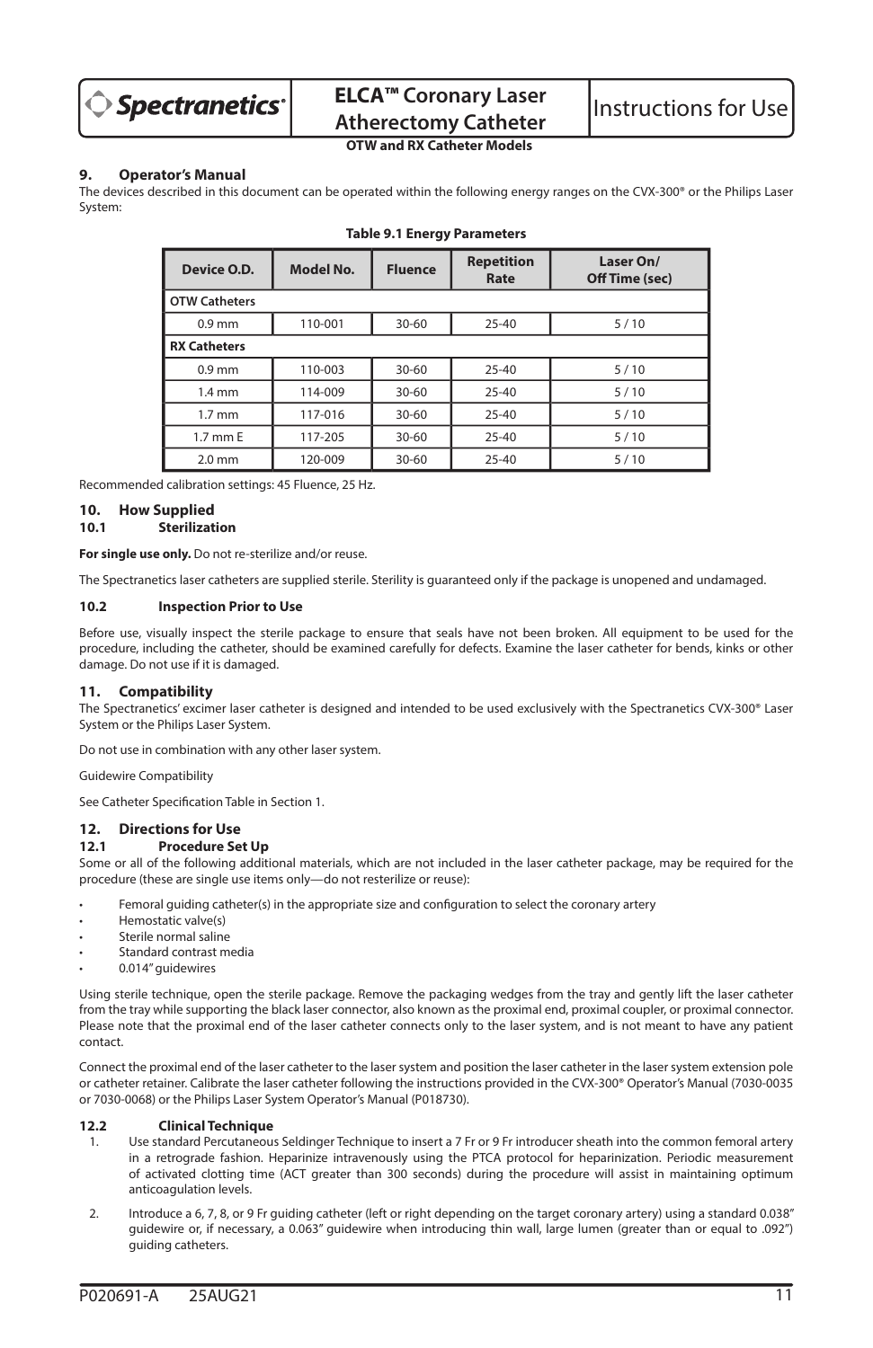## 9. Operator's Manual

The devices described in this document can be operated within the following energy ranges on the CVX-300® or the Philips Laser System:

**Table 9.1 Energy Parameters**

| Device O.D. | Model No. | Fluence | Repetition Rate | Laser On/ Off Time (sec) |
|---|---|---|---|---|
| **OTW Catheters** | | | | |
| 0.9 mm | 110-001 | 30-60 | 25-40 | 5 / 10 |
| **RX Catheters** | | | | |
| 0.9 mm | 110-003 | 30-60 | 25-40 | 5 / 10 |
| 1.4 mm | 114-009 | 30-60 | 25-40 | 5 / 10 |
| 1.7 mm | 117-016 | 30-60 | 25-40 | 5 / 10 |
| 1.7 mm E | 117-205 | 30-60 | 25-40 | 5 / 10 |
| 2.0 mm | 120-009 | 30-60 | 25-40 | 5 / 10 |

Recommended calibration settings: 45 Fluence, 25 Hz.

## 10. How Supplied

### 10.1 Sterilization

**For single use only.** Do not re-sterilize and/or reuse.

The Spectranetics laser catheters are supplied sterile. Sterility is guaranteed only if the package is unopened and undamaged.

### 10.2 Inspection Prior to Use

Before use, visually inspect the sterile package to ensure that seals have not been broken. All equipment to be used for the procedure, including the catheter, should be examined carefully for defects. Examine the laser catheter for bends, kinks or other damage. Do not use if it is damaged.

## 11. Compatibility

The Spectranetics' excimer laser catheter is designed and intended to be used exclusively with the Spectranetics CVX-300® Laser System or the Philips Laser System.

Do not use in combination with any other laser system.

Guidewire Compatibility

See Catheter Specification Table in Section 1.

## 12. Directions for Use

### 12.1 Procedure Set Up

Some or all of the following additional materials, which are not included in the laser catheter package, may be required for the procedure (these are single use items only—do not resterilize or reuse):

- Femoral guiding catheter(s) in the appropriate size and configuration to select the coronary artery
- Hemostatic valve(s)
- Sterile normal saline
- Standard contrast media
- 0.014" guidewires

Using sterile technique, open the sterile package. Remove the packaging wedges from the tray and gently lift the laser catheter from the tray while supporting the black laser connector, also known as the proximal end, proximal coupler, or proximal connector. Please note that the proximal end of the laser catheter connects only to the laser system, and is not meant to have any patient contact.

Connect the proximal end of the laser catheter to the laser system and position the laser catheter in the laser system extension pole or catheter retainer. Calibrate the laser catheter following the instructions provided in the CVX-300® Operator's Manual (7030-0035 or 7030-0068) or the Philips Laser System Operator's Manual (P018730).

### 12.2 Clinical Technique

1. Use standard Percutaneous Seldinger Technique to insert a 7 Fr or 9 Fr introducer sheath into the common femoral artery in a retrograde fashion. Heparinize intravenously using the PTCA protocol for heparinization. Periodic measurement of activated clotting time (ACT greater than 300 seconds) during the procedure will assist in maintaining optimum anticoagulation levels.
2. Introduce a 6, 7, 8, or 9 Fr guiding catheter (left or right depending on the target coronary artery) using a standard 0.038" guidewire or, if necessary, a 0.063" guidewire when introducing thin wall, large lumen (greater than or equal to .092") guiding catheters.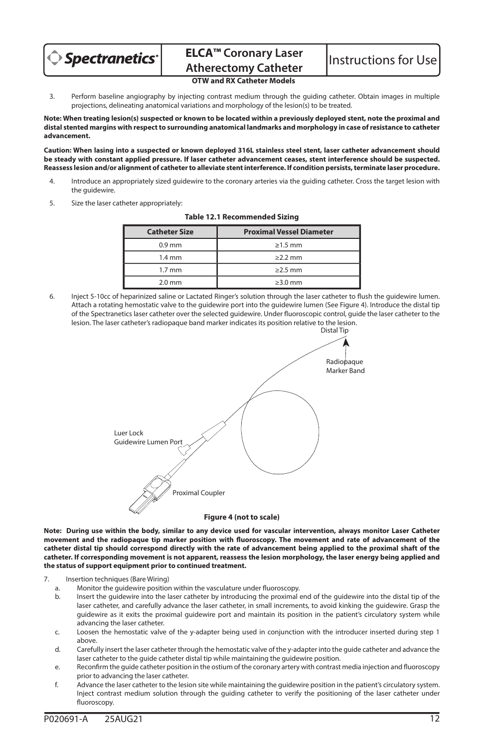3. Perform baseline angiography by injecting contrast medium through the guiding catheter. Obtain images in multiple projections, delineating anatomical variations and morphology of the lesion(s) to be treated.

**Note: When treating lesion(s) suspected or known to be located within a previously deployed stent, note the proximal and distal stented margins with respect to surrounding anatomical landmarks and morphology in case of resistance to catheter advancement.**

**Caution: When lasing into a suspected or known deployed 316L stainless steel stent, laser catheter advancement should be steady with constant applied pressure. If laser catheter advancement ceases, stent interference should be suspected. Reassess lesion and/or alignment of catheter to alleviate stent interference. If condition persists, terminate laser procedure.**

4. Introduce an appropriately sized guidewire to the coronary arteries via the guiding catheter. Cross the target lesion with the guidewire.

5. Size the laser catheter appropriately:

**Table 12.1 Recommended Sizing**

| Catheter Size | Proximal Vessel Diameter |
|---|---|
| 0.9 mm | ≥1.5 mm |
| 1.4 mm | ≥2.2 mm |
| 1.7 mm | ≥2.5 mm |
| 2.0 mm | ≥3.0 mm |

6. Inject 5-10cc of heparinized saline or Lactated Ringer's solution through the laser catheter to flush the guidewire lumen. Attach a rotating hemostatic valve to the guidewire port into the guidewire lumen (See Figure 4). Introduce the distal tip of the Spectranetics laser catheter over the selected guidewire. Under fluoroscopic control, guide the laser catheter to the lesion. The laser catheter's radiopaque band marker indicates its position relative to the lesion.

Distal Tip

Radiopaque Marker Band

Luer Lock Guidewire Lumen Port

Proximal Coupler

**Figure 4 (not to scale)**

**Note: During use within the body, similar to any device used for vascular intervention, always monitor Laser Catheter movement and the radiopaque tip marker position with fluoroscopy. The movement and rate of advancement of the catheter distal tip should correspond directly with the rate of advancement being applied to the proximal shaft of the catheter. If corresponding movement is not apparent, reassess the lesion morphology, the laser energy being applied and the status of support equipment prior to continued treatment.**

7. Insertion techniques (Bare Wiring)
   a. Monitor the guidewire position within the vasculature under fluoroscopy.
   b. Insert the guidewire into the laser catheter by introducing the proximal end of the guidewire into the distal tip of the laser catheter, and carefully advance the laser catheter, in small increments, to avoid kinking the guidewire. Grasp the guidewire as it exits the proximal guidewire port and maintain its position in the patient's circulatory system while advancing the laser catheter.
   c. Loosen the hemostatic valve of the y-adapter being used in conjunction with the introducer inserted during step 1 above.
   d. Carefully insert the laser catheter through the hemostatic valve of the y-adapter into the guide catheter and advance the laser catheter to the guide catheter distal tip while maintaining the guidewire position.
   e. Reconfirm the guide catheter position in the ostium of the coronary artery with contrast media injection and fluoroscopy prior to advancing the laser catheter.
   f. Advance the laser catheter to the lesion site while maintaining the guidewire position in the patient's circulatory system. Inject contrast medium solution through the guiding catheter to verify the positioning of the laser catheter under fluoroscopy.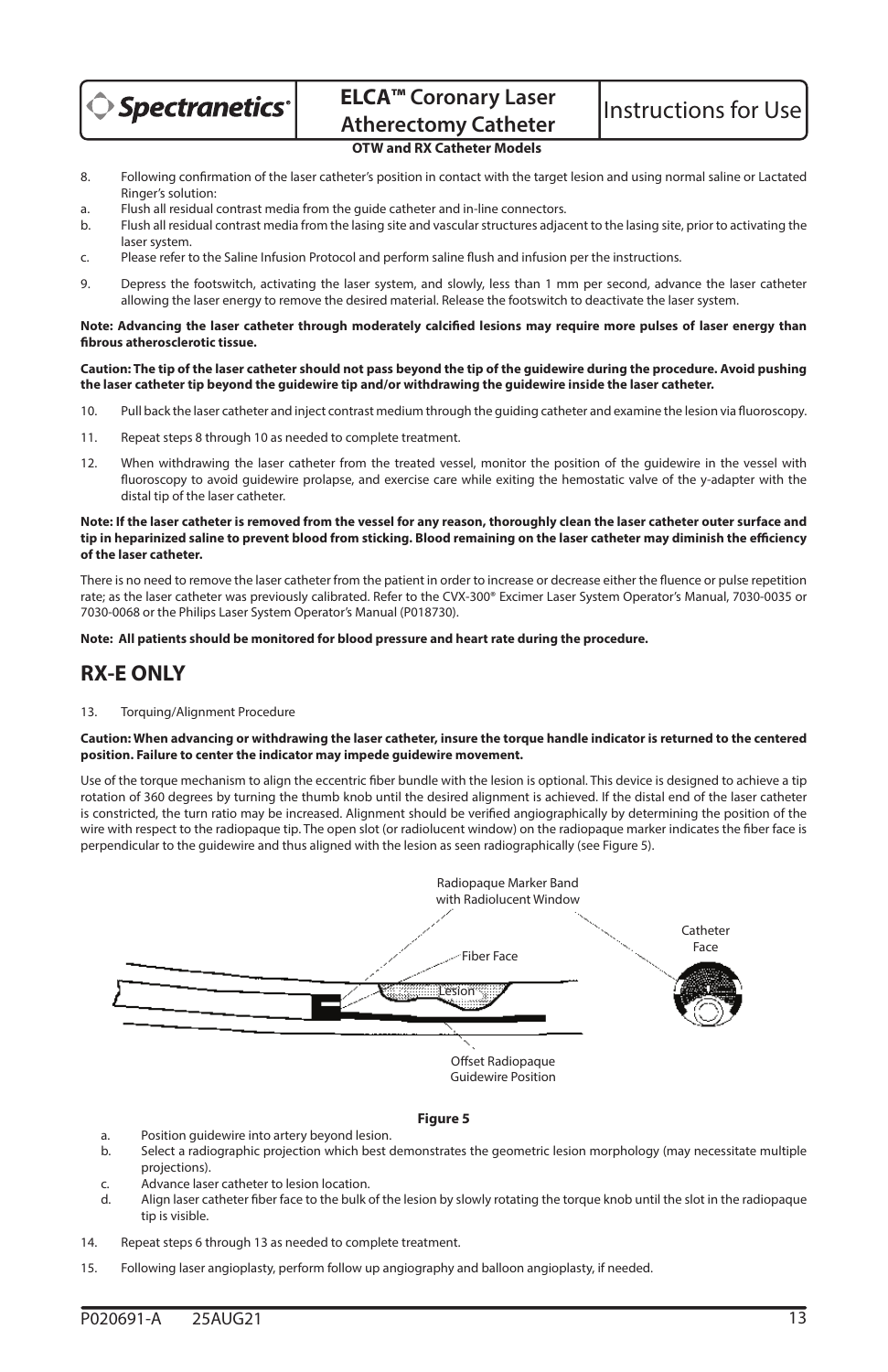8. Following confirmation of the laser catheter's position in contact with the target lesion and using normal saline or Lactated Ringer's solution:

a. Flush all residual contrast media from the guide catheter and in-line connectors.

b. Flush all residual contrast media from the lasing site and vascular structures adjacent to the lasing site, prior to activating the laser system.

c. Please refer to the Saline Infusion Protocol and perform saline flush and infusion per the instructions.

9. Depress the footswitch, activating the laser system, and slowly, less than 1 mm per second, advance the laser catheter allowing the laser energy to remove the desired material. Release the footswitch to deactivate the laser system.

**Note: Advancing the laser catheter through moderately calcified lesions may require more pulses of laser energy than fibrous atherosclerotic tissue.**

**Caution: The tip of the laser catheter should not pass beyond the tip of the guidewire during the procedure. Avoid pushing the laser catheter tip beyond the guidewire tip and/or withdrawing the guidewire inside the laser catheter.**

10. Pull back the laser catheter and inject contrast medium through the guiding catheter and examine the lesion via fluoroscopy.

11. Repeat steps 8 through 10 as needed to complete treatment.

12. When withdrawing the laser catheter from the treated vessel, monitor the position of the guidewire in the vessel with fluoroscopy to avoid guidewire prolapse, and exercise care while exiting the hemostatic valve of the y-adapter with the distal tip of the laser catheter.

**Note: If the laser catheter is removed from the vessel for any reason, thoroughly clean the laser catheter outer surface and tip in heparinized saline to prevent blood from sticking. Blood remaining on the laser catheter may diminish the efficiency of the laser catheter.**

There is no need to remove the laser catheter from the patient in order to increase or decrease either the fluence or pulse repetition rate; as the laser catheter was previously calibrated. Refer to the CVX-300® Excimer Laser System Operator's Manual, 7030-0035 or 7030-0068 or the Philips Laser System Operator's Manual (P018730).

**Note: All patients should be monitored for blood pressure and heart rate during the procedure.**

## RX-E ONLY

13. Torquing/Alignment Procedure

**Caution: When advancing or withdrawing the laser catheter, insure the torque handle indicator is returned to the centered position. Failure to center the indicator may impede guidewire movement.**

Use of the torque mechanism to align the eccentric fiber bundle with the lesion is optional. This device is designed to achieve a tip rotation of 360 degrees by turning the thumb knob until the desired alignment is achieved. If the distal end of the laser catheter is constricted, the turn ratio may be increased. Alignment should be verified angiographically by determining the position of the wire with respect to the radiopaque tip. The open slot (or radiolucent window) on the radiopaque marker indicates the fiber face is perpendicular to the guidewire and thus aligned with the lesion as seen radiographically (see Figure 5).

Radiopaque Marker Band with Radiolucent Window

Fiber Face

Lesion

Catheter Face

Offset Radiopaque Guidewire Position

**Figure 5**

a. Position guidewire into artery beyond lesion.

b. Select a radiographic projection which best demonstrates the geometric lesion morphology (may necessitate multiple projections).

c. Advance laser catheter to lesion location.

d. Align laser catheter fiber face to the bulk of the lesion by slowly rotating the torque knob until the slot in the radiopaque tip is visible.

14. Repeat steps 6 through 13 as needed to complete treatment.

15. Following laser angioplasty, perform follow up angiography and balloon angioplasty, if needed.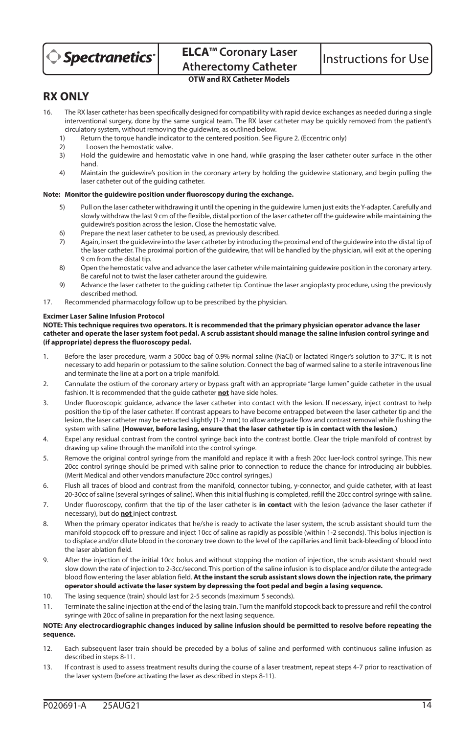## RX ONLY

16. The RX laser catheter has been specifically designed for compatibility with rapid device exchanges as needed during a single interventional surgery, done by the same surgical team. The RX laser catheter may be quickly removed from the patient's circulatory system, without removing the guidewire, as outlined below.
    1) Return the torque handle indicator to the centered position. See Figure 2. (Eccentric only)
    2) Loosen the hemostatic valve.
    3) Hold the guidewire and hemostatic valve in one hand, while grasping the laser catheter outer surface in the other hand.
    4) Maintain the guidewire's position in the coronary artery by holding the guidewire stationary, and begin pulling the laser catheter out of the guiding catheter.

**Note: Monitor the guidewire position under fluoroscopy during the exchange.**

    5) Pull on the laser catheter withdrawing it until the opening in the guidewire lumen just exits the Y-adapter. Carefully and slowly withdraw the last 9 cm of the flexible, distal portion of the laser catheter off the guidewire while maintaining the guidewire's position across the lesion. Close the hemostatic valve.
    6) Prepare the next laser catheter to be used, as previously described.
    7) Again, insert the guidewire into the laser catheter by introducing the proximal end of the guidewire into the distal tip of the laser catheter. The proximal portion of the guidewire, that will be handled by the physician, will exit at the opening 9 cm from the distal tip.
    8) Open the hemostatic valve and advance the laser catheter while maintaining guidewire position in the coronary artery. Be careful not to twist the laser catheter around the guidewire.
    9) Advance the laser catheter to the guiding catheter tip. Continue the laser angioplasty procedure, using the previously described method.

17. Recommended pharmacology follow up to be prescribed by the physician.

**Excimer Laser Saline Infusion Protocol**

**NOTE: This technique requires two operators. It is recommended that the primary physician operator advance the laser catheter and operate the laser system foot pedal. A scrub assistant should manage the saline infusion control syringe and (if appropriate) depress the fluoroscopy pedal.**

1. Before the laser procedure, warm a 500cc bag of 0.9% normal saline (NaCl) or lactated Ringer's solution to 37°C. It is not necessary to add heparin or potassium to the saline solution. Connect the bag of warmed saline to a sterile intravenous line and terminate the line at a port on a triple manifold.
2. Cannulate the ostium of the coronary artery or bypass graft with an appropriate "large lumen" guide catheter in the usual fashion. It is recommended that the guide catheter **<u>not</u>** have side holes.
3. Under fluoroscopic guidance, advance the laser catheter into contact with the lesion. If necessary, inject contrast to help position the tip of the laser catheter. If contrast appears to have become entrapped between the laser catheter tip and the lesion, the laser catheter may be retracted slightly (1-2 mm) to allow antegrade flow and contrast removal while flushing the system with saline. **(However, before lasing, ensure that the laser catheter tip is in contact with the lesion.)**
4. Expel any residual contrast from the control syringe back into the contrast bottle. Clear the triple manifold of contrast by drawing up saline through the manifold into the control syringe.
5. Remove the original control syringe from the manifold and replace it with a fresh 20cc luer-lock control syringe. This new 20cc control syringe should be primed with saline prior to connection to reduce the chance for introducing air bubbles. (Merit Medical and other vendors manufacture 20cc control syringes.)
6. Flush all traces of blood and contrast from the manifold, connector tubing, y-connector, and guide catheter, with at least 20-30cc of saline (several syringes of saline). When this initial flushing is completed, refill the 20cc control syringe with saline.
7. Under fluoroscopy, confirm that the tip of the laser catheter is **in contact** with the lesion (advance the laser catheter if necessary), but do **<u>not</u>** inject contrast.
8. When the primary operator indicates that he/she is ready to activate the laser system, the scrub assistant should turn the manifold stopcock off to pressure and inject 10cc of saline as rapidly as possible (within 1-2 seconds). This bolus injection is to displace and/or dilute blood in the coronary tree down to the level of the capillaries and limit back-bleeding of blood into the laser ablation field.
9. After the injection of the initial 10cc bolus and without stopping the motion of injection, the scrub assistant should next slow down the rate of injection to 2-3cc/second. This portion of the saline infusion is to displace and/or dilute the antegrade blood flow entering the laser ablation field. **At the instant the scrub assistant slows down the injection rate, the primary operator should activate the laser system by depressing the foot pedal and begin a lasing sequence.**
10. The lasing sequence (train) should last for 2-5 seconds (maximum 5 seconds).
11. Terminate the saline injection at the end of the lasing train. Turn the manifold stopcock back to pressure and refill the control syringe with 20cc of saline in preparation for the next lasing sequence.

**NOTE: Any electrocardiographic changes induced by saline infusion should be permitted to resolve before repeating the sequence.**

12. Each subsequent laser train should be preceded by a bolus of saline and performed with continuous saline infusion as described in steps 8-11.
13. If contrast is used to assess treatment results during the course of a laser treatment, repeat steps 4-7 prior to reactivation of the laser system (before activating the laser as described in steps 8-11).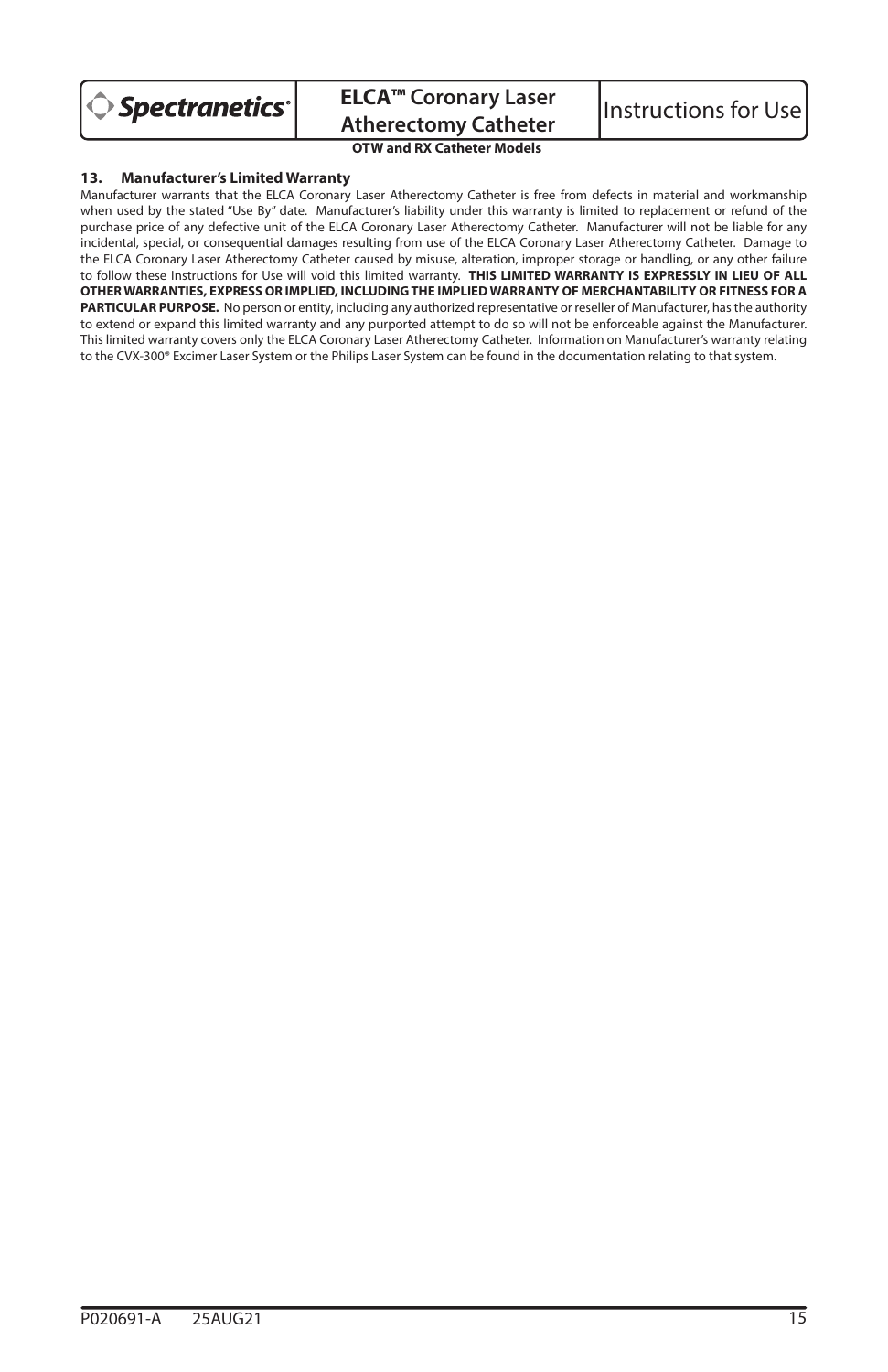## 13. Manufacturer's Limited Warranty

Manufacturer warrants that the ELCA Coronary Laser Atherectomy Catheter is free from defects in material and workmanship when used by the stated "Use By" date. Manufacturer's liability under this warranty is limited to replacement or refund of the purchase price of any defective unit of the ELCA Coronary Laser Atherectomy Catheter. Manufacturer will not be liable for any incidental, special, or consequential damages resulting from use of the ELCA Coronary Laser Atherectomy Catheter. Damage to the ELCA Coronary Laser Atherectomy Catheter caused by misuse, alteration, improper storage or handling, or any other failure to follow these Instructions for Use will void this limited warranty. **THIS LIMITED WARRANTY IS EXPRESSLY IN LIEU OF ALL OTHER WARRANTIES, EXPRESS OR IMPLIED, INCLUDING THE IMPLIED WARRANTY OF MERCHANTABILITY OR FITNESS FOR A PARTICULAR PURPOSE.** No person or entity, including any authorized representative or reseller of Manufacturer, has the authority to extend or expand this limited warranty and any purported attempt to do so will not be enforceable against the Manufacturer. This limited warranty covers only the ELCA Coronary Laser Atherectomy Catheter. Information on Manufacturer's warranty relating to the CVX-300® Excimer Laser System or the Philips Laser System can be found in the documentation relating to that system.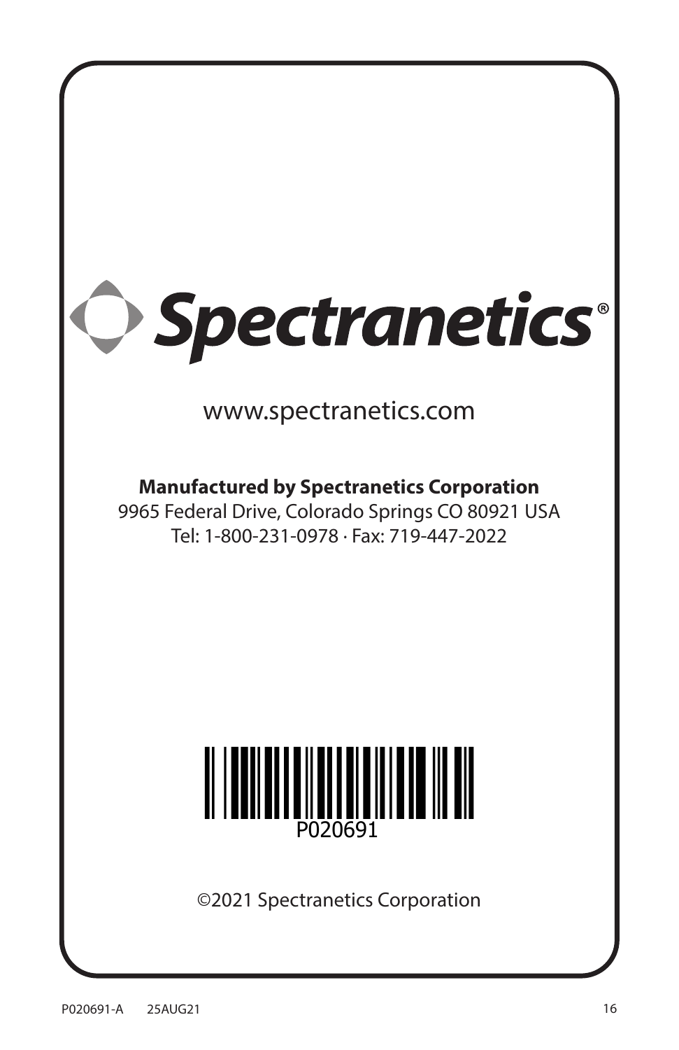Spectranetics®

www.spectranetics.com

**Manufactured by Spectranetics Corporation**
9965 Federal Drive, Colorado Springs CO 80921 USA
Tel: 1-800-231-0978 · Fax: 719-447-2022

P020691

©2021 Spectranetics Corporation

P020691-A 25AUG21